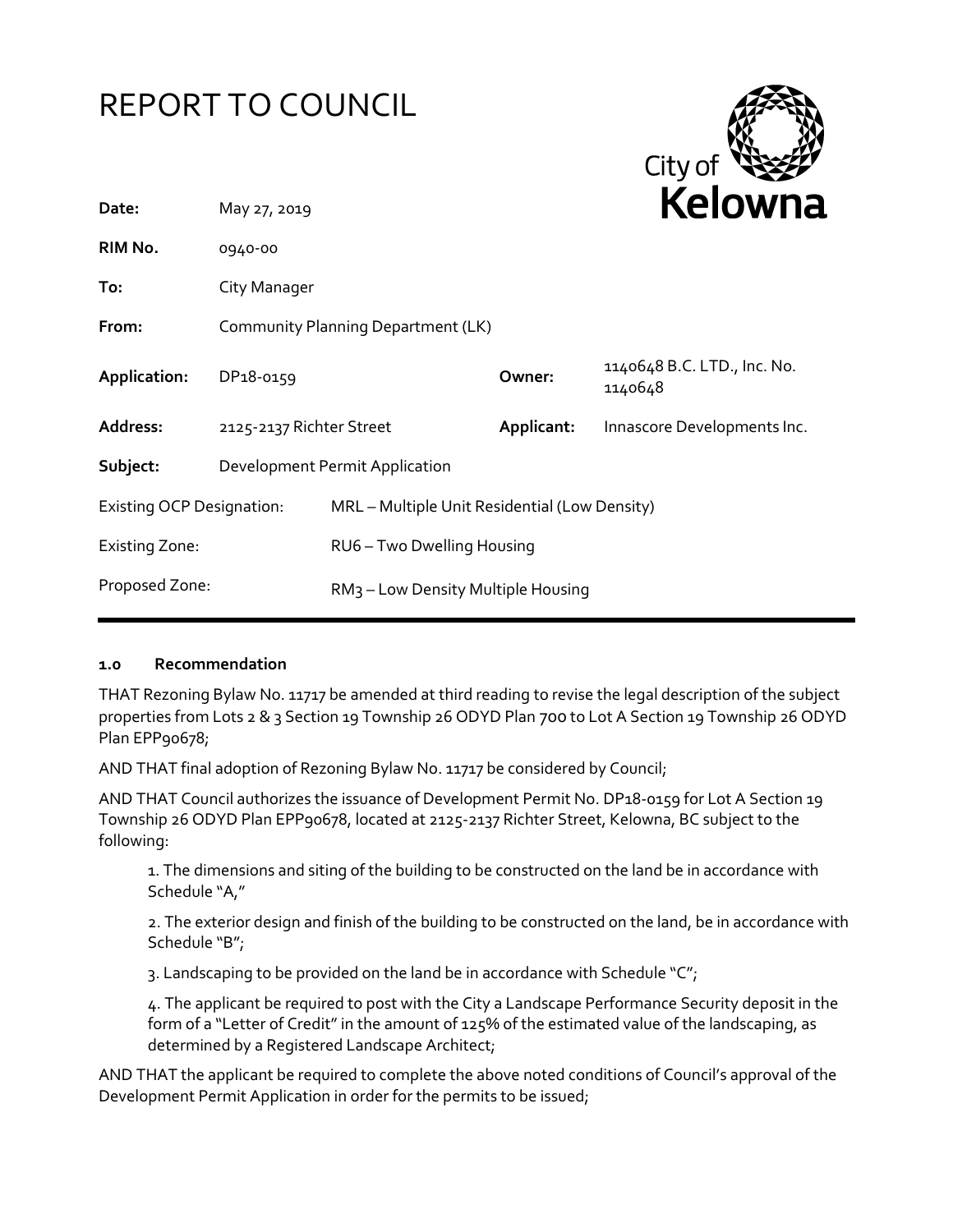# REPORT TO COUNCIL

| | | | |
|---|---|---|---|
| **Date:** | May 27, 2019 | | |
| **RIM No.** | 0940-00 | | |
| **To:** | City Manager | | |
| **From:** | Community Planning Department (LK) | | |
| **Application:** | DP18-0159 | **Owner:** | 1140648 B.C. LTD., Inc. No. 1140648 |
| **Address:** | 2125-2137 Richter Street | **Applicant:** | Innascore Developments Inc. |
| **Subject:** | Development Permit Application | | |
| Existing OCP Designation: | MRL – Multiple Unit Residential (Low Density) | | |
| Existing Zone: | RU6 – Two Dwelling Housing | | |
| Proposed Zone: | RM3 – Low Density Multiple Housing | | |

## 1.0 Recommendation

THAT Rezoning Bylaw No. 11717 be amended at third reading to revise the legal description of the subject properties from Lots 2 & 3 Section 19 Township 26 ODYD Plan 700 to Lot A Section 19 Township 26 ODYD Plan EPP90678;

AND THAT final adoption of Rezoning Bylaw No. 11717 be considered by Council;

AND THAT Council authorizes the issuance of Development Permit No. DP18-0159 for Lot A Section 19 Township 26 ODYD Plan EPP90678, located at 2125-2137 Richter Street, Kelowna, BC subject to the following:

1. The dimensions and siting of the building to be constructed on the land be in accordance with Schedule "A,"

2. The exterior design and finish of the building to be constructed on the land, be in accordance with Schedule "B";

3. Landscaping to be provided on the land be in accordance with Schedule "C";

4. The applicant be required to post with the City a Landscape Performance Security deposit in the form of a "Letter of Credit" in the amount of 125% of the estimated value of the landscaping, as determined by a Registered Landscape Architect;

AND THAT the applicant be required to complete the above noted conditions of Council's approval of the Development Permit Application in order for the permits to be issued;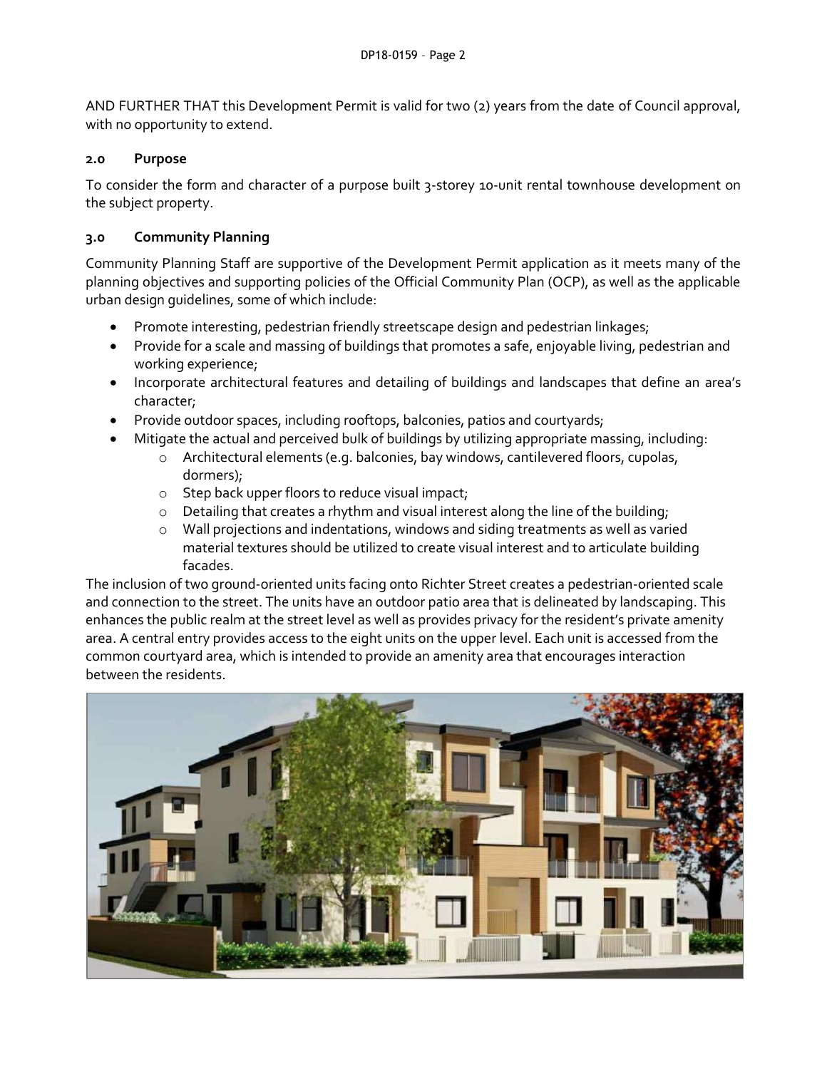AND FURTHER THAT this Development Permit is valid for two (2) years from the date of Council approval, with no opportunity to extend.

## 2.0 Purpose

To consider the form and character of a purpose built 3-storey 10-unit rental townhouse development on the subject property.

## 3.0 Community Planning

Community Planning Staff are supportive of the Development Permit application as it meets many of the planning objectives and supporting policies of the Official Community Plan (OCP), as well as the applicable urban design guidelines, some of which include:

- Promote interesting, pedestrian friendly streetscape design and pedestrian linkages;
- Provide for a scale and massing of buildings that promotes a safe, enjoyable living, pedestrian and working experience;
- Incorporate architectural features and detailing of buildings and landscapes that define an area's character;
- Provide outdoor spaces, including rooftops, balconies, patios and courtyards;
- Mitigate the actual and perceived bulk of buildings by utilizing appropriate massing, including:
  - Architectural elements (e.g. balconies, bay windows, cantilevered floors, cupolas, dormers);
  - Step back upper floors to reduce visual impact;
  - Detailing that creates a rhythm and visual interest along the line of the building;
  - Wall projections and indentations, windows and siding treatments as well as varied material textures should be utilized to create visual interest and to articulate building facades.

The inclusion of two ground-oriented units facing onto Richter Street creates a pedestrian-oriented scale and connection to the street. The units have an outdoor patio area that is delineated by landscaping. This enhances the public realm at the street level as well as provides privacy for the resident's private amenity area. A central entry provides access to the eight units on the upper level. Each unit is accessed from the common courtyard area, which is intended to provide an amenity area that encourages interaction between the residents.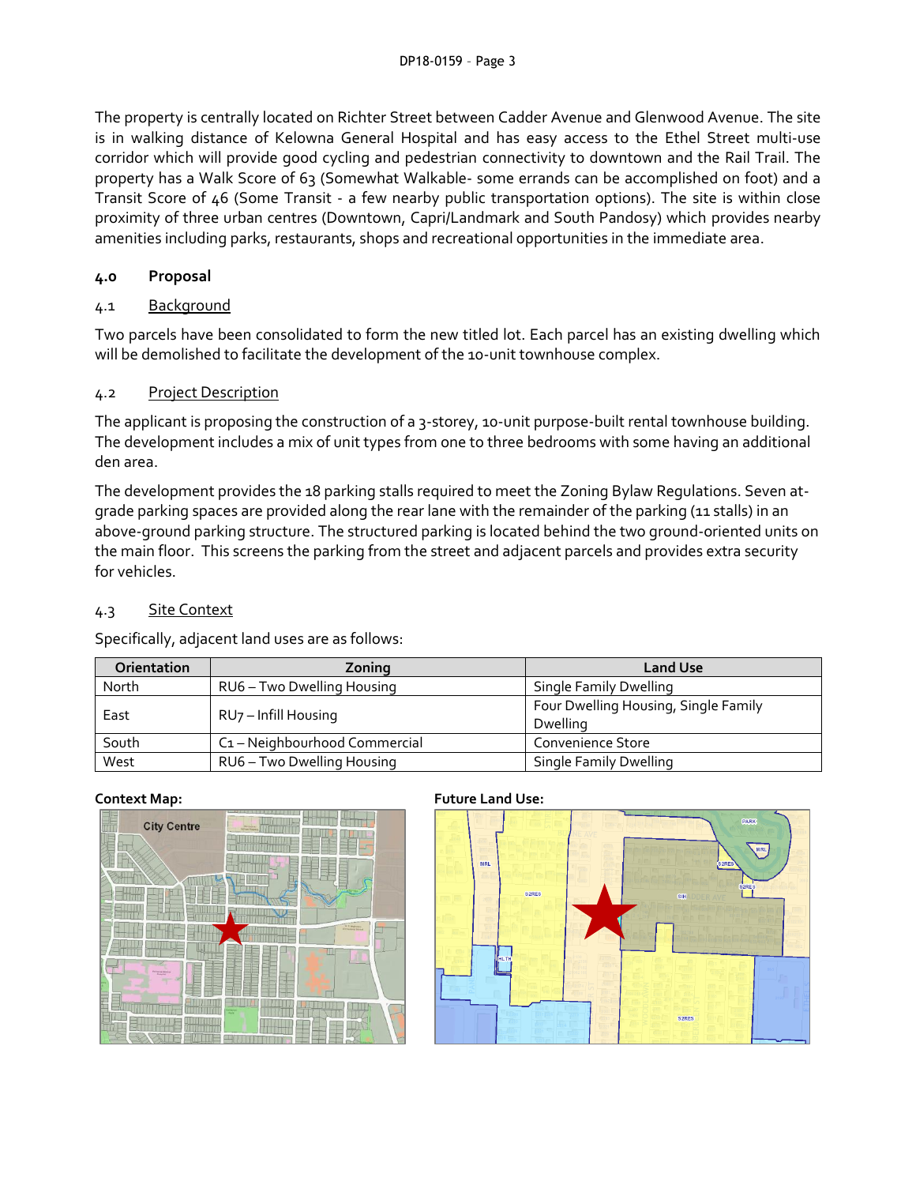The property is centrally located on Richter Street between Cadder Avenue and Glenwood Avenue. The site is in walking distance of Kelowna General Hospital and has easy access to the Ethel Street multi-use corridor which will provide good cycling and pedestrian connectivity to downtown and the Rail Trail. The property has a Walk Score of 63 (Somewhat Walkable- some errands can be accomplished on foot) and a Transit Score of 46 (Some Transit - a few nearby public transportation options). The site is within close proximity of three urban centres (Downtown, Capri/Landmark and South Pandosy) which provides nearby amenities including parks, restaurants, shops and recreational opportunities in the immediate area.

## 4.0 Proposal

### 4.1 Background

Two parcels have been consolidated to form the new titled lot. Each parcel has an existing dwelling which will be demolished to facilitate the development of the 10-unit townhouse complex.

### 4.2 Project Description

The applicant is proposing the construction of a 3-storey, 10-unit purpose-built rental townhouse building. The development includes a mix of unit types from one to three bedrooms with some having an additional den area.

The development provides the 18 parking stalls required to meet the Zoning Bylaw Regulations. Seven at-grade parking spaces are provided along the rear lane with the remainder of the parking (11 stalls) in an above-ground parking structure. The structured parking is located behind the two ground-oriented units on the main floor. This screens the parking from the street and adjacent parcels and provides extra security for vehicles.

### 4.3 Site Context

Specifically, adjacent land uses are as follows:

| Orientation | Zoning | Land Use |
|---|---|---|
| North | RU6 – Two Dwelling Housing | Single Family Dwelling |
| East | RU7 – Infill Housing | Four Dwelling Housing, Single Family Dwelling |
| South | C1 – Neighbourhood Commercial | Convenience Store |
| West | RU6 – Two Dwelling Housing | Single Family Dwelling |

**Context Map:**

**Future Land Use:**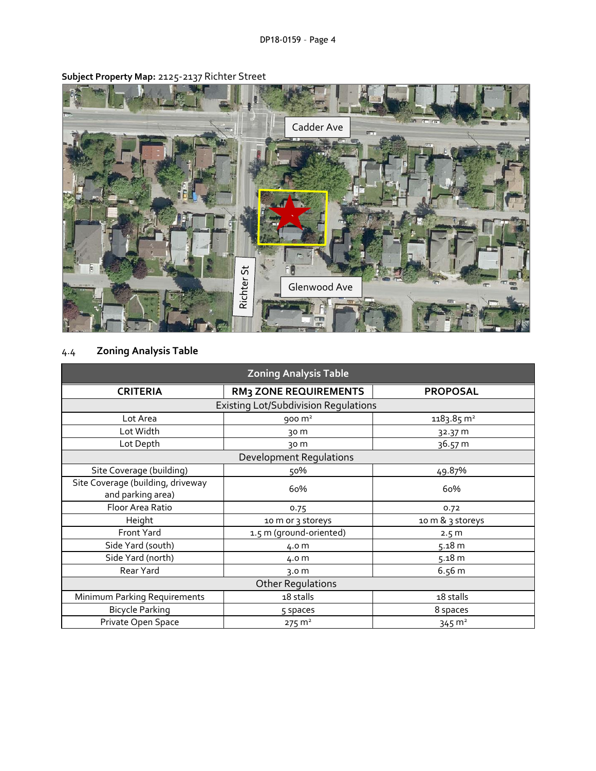**Subject Property Map:** 2125-2137 Richter Street

## 4.4 Zoning Analysis Table

| Zoning Analysis Table | | |
|---|---|---|
| **CRITERIA** | **RM3 ZONE REQUIREMENTS** | **PROPOSAL** |
| Existing Lot/Subdivision Regulations | | |
| Lot Area | 900 m² | 1183.85 m² |
| Lot Width | 30 m | 32.37 m |
| Lot Depth | 30 m | 36.57 m |
| Development Regulations | | |
| Site Coverage (building) | 50% | 49.87% |
| Site Coverage (building, driveway and parking area) | 60% | 60% |
| Floor Area Ratio | 0.75 | 0.72 |
| Height | 10 m or 3 storeys | 10 m & 3 storeys |
| Front Yard | 1.5 m (ground-oriented) | 2.5 m |
| Side Yard (south) | 4.0 m | 5.18 m |
| Side Yard (north) | 4.0 m | 5.18 m |
| Rear Yard | 3.0 m | 6.56 m |
| Other Regulations | | |
| Minimum Parking Requirements | 18 stalls | 18 stalls |
| Bicycle Parking | 5 spaces | 8 spaces |
| Private Open Space | 275 m² | 345 m² |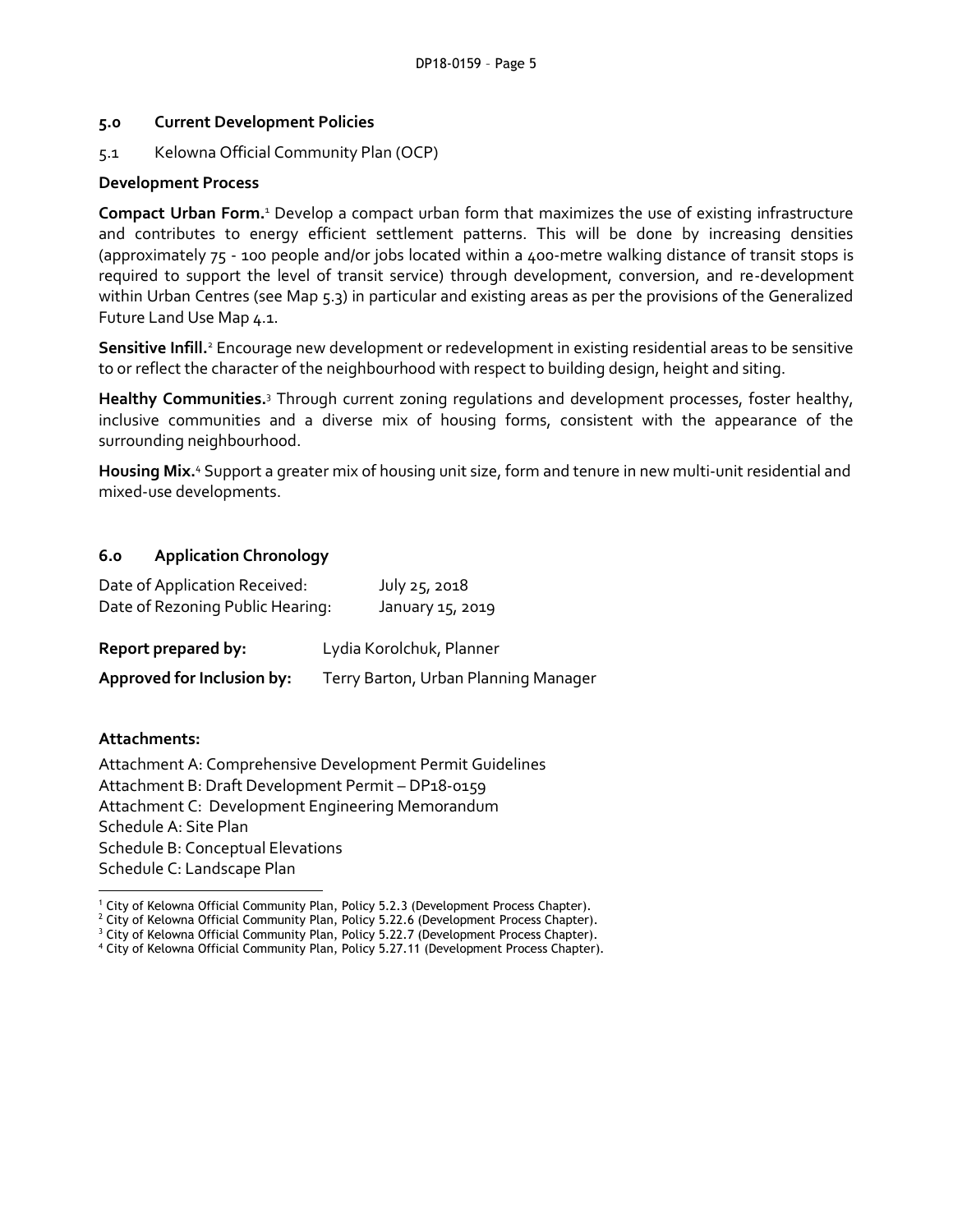## 5.0 Current Development Policies

5.1 Kelowna Official Community Plan (OCP)

**Development Process**

**Compact Urban Form.**[1] Develop a compact urban form that maximizes the use of existing infrastructure and contributes to energy efficient settlement patterns. This will be done by increasing densities (approximately 75 - 100 people and/or jobs located within a 400-metre walking distance of transit stops is required to support the level of transit service) through development, conversion, and re-development within Urban Centres (see Map 5.3) in particular and existing areas as per the provisions of the Generalized Future Land Use Map 4.1.

**Sensitive Infill.**[2] Encourage new development or redevelopment in existing residential areas to be sensitive to or reflect the character of the neighbourhood with respect to building design, height and siting.

**Healthy Communities.**[3] Through current zoning regulations and development processes, foster healthy, inclusive communities and a diverse mix of housing forms, consistent with the appearance of the surrounding neighbourhood.

**Housing Mix.**[4] Support a greater mix of housing unit size, form and tenure in new multi-unit residential and mixed-use developments.

## 6.0 Application Chronology

Date of Application Received: July 25, 2018
Date of Rezoning Public Hearing: January 15, 2019

**Report prepared by:** Lydia Korolchuk, Planner

**Approved for Inclusion by:** Terry Barton, Urban Planning Manager

**Attachments:**

Attachment A: Comprehensive Development Permit Guidelines
Attachment B: Draft Development Permit – DP18-0159
Attachment C: Development Engineering Memorandum
Schedule A: Site Plan
Schedule B: Conceptual Elevations
Schedule C: Landscape Plan

---

[1] City of Kelowna Official Community Plan, Policy 5.2.3 (Development Process Chapter).
[2] City of Kelowna Official Community Plan, Policy 5.22.6 (Development Process Chapter).
[3] City of Kelowna Official Community Plan, Policy 5.22.7 (Development Process Chapter).
[4] City of Kelowna Official Community Plan, Policy 5.27.11 (Development Process Chapter).